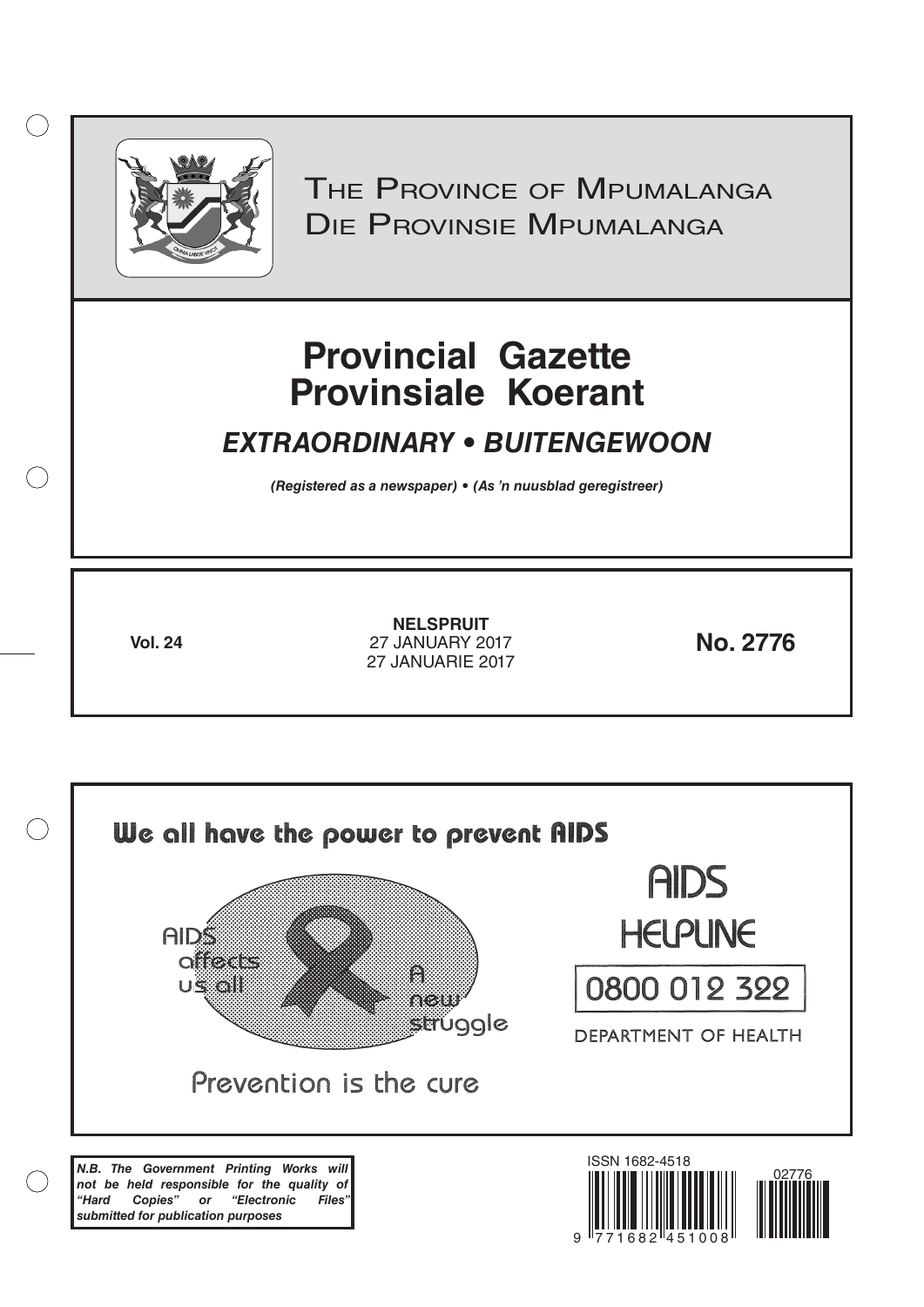# The Province of Mpumalanga
# Die Provinsie Mpumalanga

# Provincial Gazette
# Provinsiale Koerant

## *EXTRAORDINARY • BUITENGEWOON*

***(Registered as a newspaper) • (As 'n nuusblad geregistreer)***

**Vol. 24**

**NELSPRUIT**
27 JANUARY 2017
27 JANUARIE 2017

**No. 2776**

We all have the power to prevent AIDS

AIDS affects us all

A new struggle

Prevention is the cure

AIDS HELPLINE

0800 012 322

DEPARTMENT OF HEALTH

***N.B. The Government Printing Works will not be held responsible for the quality of "Hard Copies" or "Electronic Files" submitted for publication purposes***

ISSN 1682-4518

02776

9 771682 451008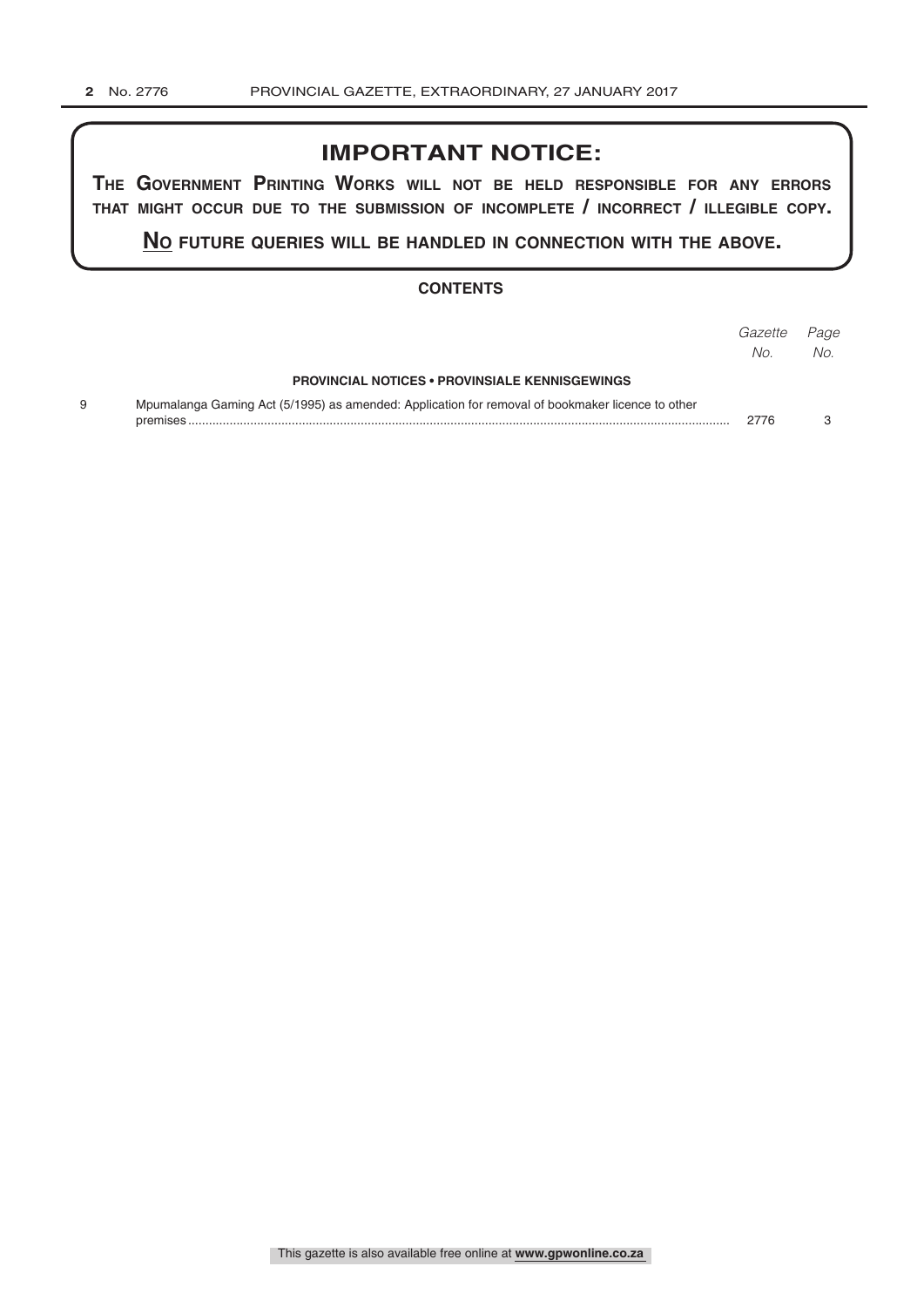## IMPORTANT NOTICE:

**THE GOVERNMENT PRINTING WORKS WILL NOT BE HELD RESPONSIBLE FOR ANY ERRORS THAT MIGHT OCCUR DUE TO THE SUBMISSION OF INCOMPLETE / INCORRECT / ILLEGIBLE COPY.**

**NO FUTURE QUERIES WILL BE HANDLED IN CONNECTION WITH THE ABOVE.**

### CONTENTS

| | | *Gazette No.* | *Page No.* |
|---|---|---|---|
| | **PROVINCIAL NOTICES • PROVINSIALE KENNISGEWINGS** | | |
| 9 | Mpumalanga Gaming Act (5/1995) as amended: Application for removal of bookmaker licence to other premises | 2776 | 3 |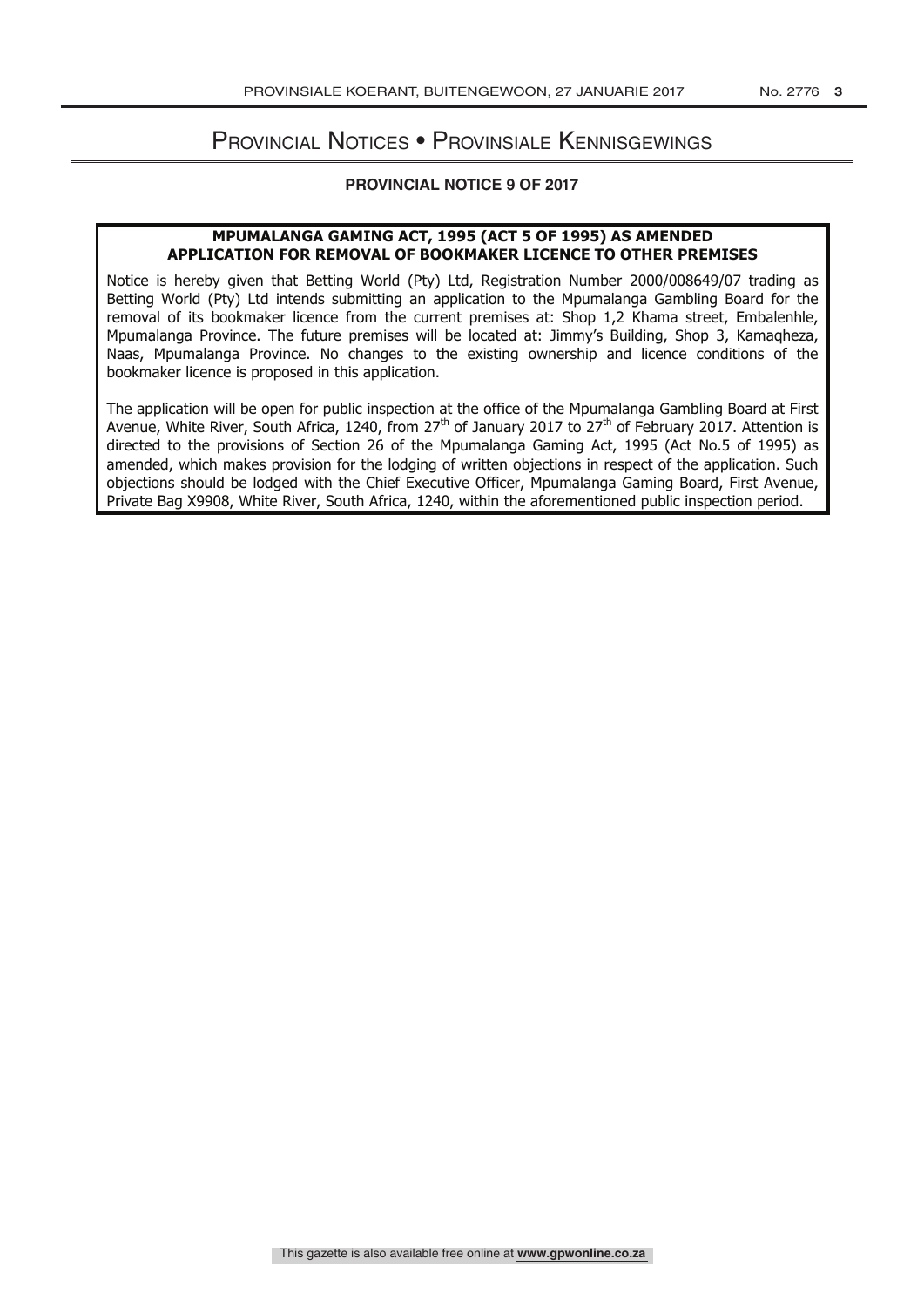# Provincial Notices • Provinsiale Kennisgewings

## PROVINCIAL NOTICE 9 OF 2017

### MPUMALANGA GAMING ACT, 1995 (ACT 5 OF 1995) AS AMENDED APPLICATION FOR REMOVAL OF BOOKMAKER LICENCE TO OTHER PREMISES

Notice is hereby given that Betting World (Pty) Ltd, Registration Number 2000/008649/07 trading as Betting World (Pty) Ltd intends submitting an application to the Mpumalanga Gambling Board for the removal of its bookmaker licence from the current premises at: Shop 1,2 Khama street, Embalenhle, Mpumalanga Province. The future premises will be located at: Jimmy's Building, Shop 3, Kamaqheza, Naas, Mpumalanga Province. No changes to the existing ownership and licence conditions of the bookmaker licence is proposed in this application.

The application will be open for public inspection at the office of the Mpumalanga Gambling Board at First Avenue, White River, South Africa, 1240, from 27th of January 2017 to 27th of February 2017. Attention is directed to the provisions of Section 26 of the Mpumalanga Gaming Act, 1995 (Act No.5 of 1995) as amended, which makes provision for the lodging of written objections in respect of the application. Such objections should be lodged with the Chief Executive Officer, Mpumalanga Gaming Board, First Avenue, Private Bag X9908, White River, South Africa, 1240, within the aforementioned public inspection period.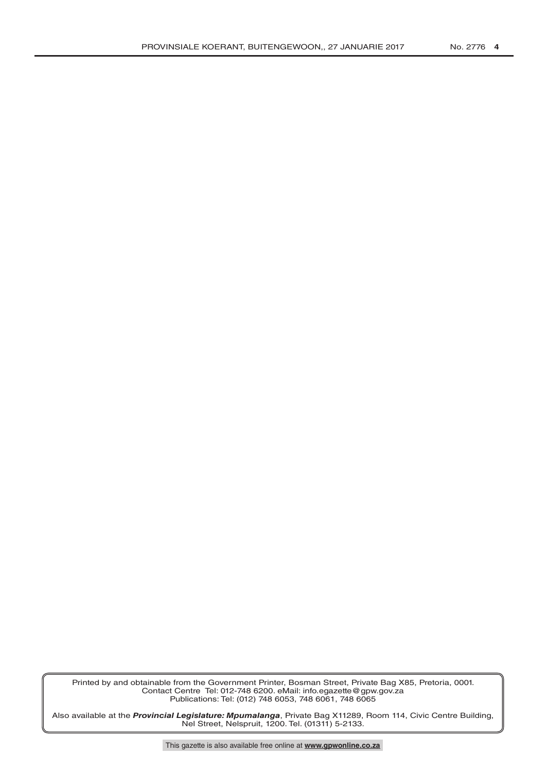Printed by and obtainable from the Government Printer, Bosman Street, Private Bag X85, Pretoria, 0001.
Contact Centre Tel: 012-748 6200. eMail: info.egazette@gpw.gov.za
Publications: Tel: (012) 748 6053, 748 6061, 748 6065

Also available at the ***Provincial Legislature: Mpumalanga***, Private Bag X11289, Room 114, Civic Centre Building, Nel Street, Nelspruit, 1200. Tel. (01311) 5-2133.

This gazette is also available free online at **www.gpwonline.co.za**